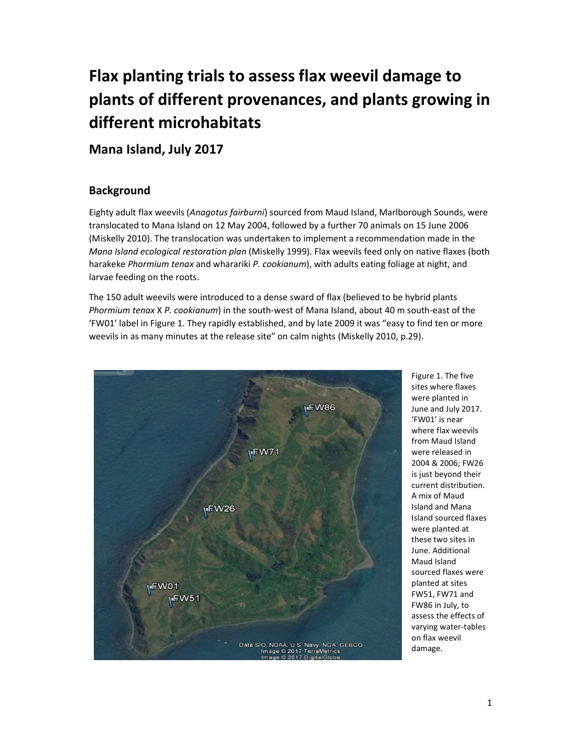# Flax planting trials to assess flax weevil damage to plants of different provenances, and plants growing in different microhabitats

## Mana Island, July 2017

### Background

Eighty adult flax weevils (*Anagotus fairburni*) sourced from Maud Island, Marlborough Sounds, were translocated to Mana Island on 12 May 2004, followed by a further 70 animals on 15 June 2006 (Miskelly 2010). The translocation was undertaken to implement a recommendation made in the *Mana Island ecological restoration plan* (Miskelly 1999). Flax weevils feed only on native flaxes (both harakeke *Phormium tenax* and wharariki *P. cookianum*), with adults eating foliage at night, and larvae feeding on the roots.

The 150 adult weevils were introduced to a dense sward of flax (believed to be hybrid plants *Phormium tenax* X *P. cookianum*) in the south-west of Mana Island, about 40 m south-east of the 'FW01' label in Figure 1. They rapidly established, and by late 2009 it was "easy to find ten or more weevils in as many minutes at the release site" on calm nights (Miskelly 2010, p.29).

Figure 1. The five sites where flaxes were planted in June and July 2017. 'FW01' is near where flax weevils from Maud Island were released in 2004 & 2006; FW26 is just beyond their current distribution. A mix of Maud Island and Mana Island sourced flaxes were planted at these two sites in June. Additional Maud Island sourced flaxes were planted at sites FW51, FW71 and FW86 in July, to assess the effects of varying water-tables on flax weevil damage.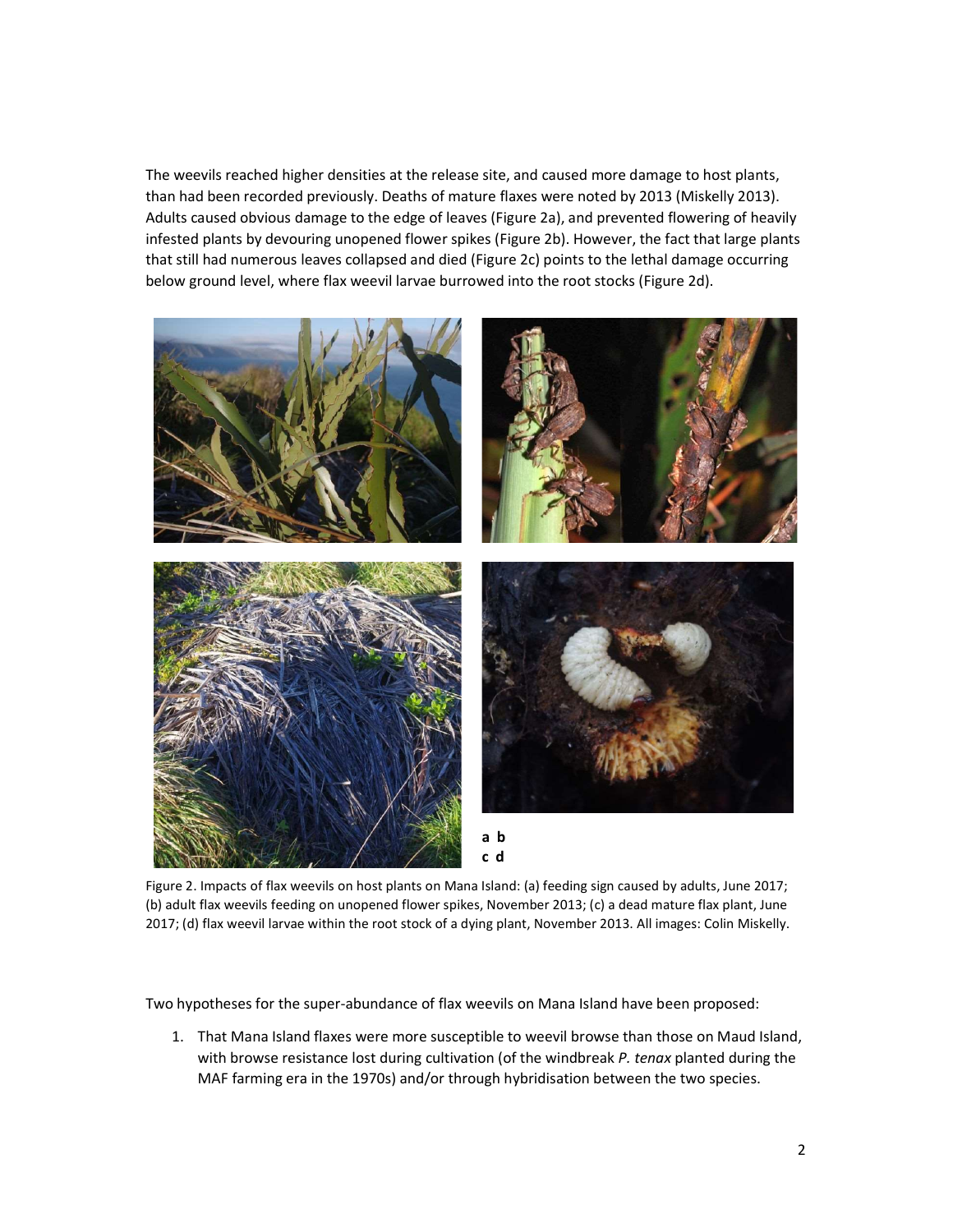The weevils reached higher densities at the release site, and caused more damage to host plants, than had been recorded previously. Deaths of mature flaxes were noted by 2013 (Miskelly 2013). Adults caused obvious damage to the edge of leaves (Figure 2a), and prevented flowering of heavily infested plants by devouring unopened flower spikes (Figure 2b). However, the fact that large plants that still had numerous leaves collapsed and died (Figure 2c) points to the lethal damage occurring below ground level, where flax weevil larvae burrowed into the root stocks (Figure 2d).

**a b**
**c d**

Figure 2. Impacts of flax weevils on host plants on Mana Island: (a) feeding sign caused by adults, June 2017; (b) adult flax weevils feeding on unopened flower spikes, November 2013; (c) a dead mature flax plant, June 2017; (d) flax weevil larvae within the root stock of a dying plant, November 2013. All images: Colin Miskelly.

Two hypotheses for the super-abundance of flax weevils on Mana Island have been proposed:

1. That Mana Island flaxes were more susceptible to weevil browse than those on Maud Island, with browse resistance lost during cultivation (of the windbreak *P. tenax* planted during the MAF farming era in the 1970s) and/or through hybridisation between the two species.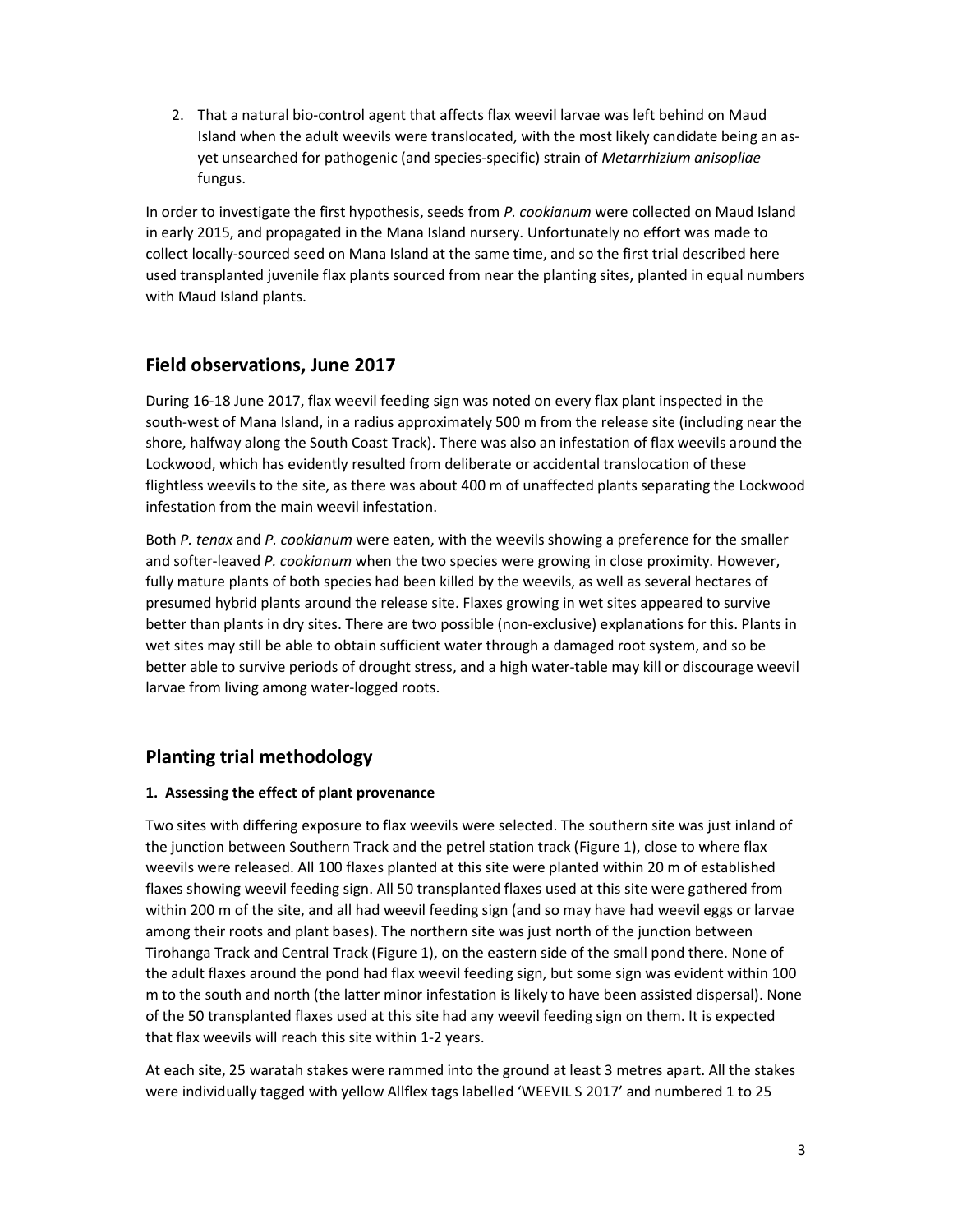2. That a natural bio-control agent that affects flax weevil larvae was left behind on Maud Island when the adult weevils were translocated, with the most likely candidate being an as-yet unsearched for pathogenic (and species-specific) strain of *Metarrhizium anisopliae* fungus.

In order to investigate the first hypothesis, seeds from *P. cookianum* were collected on Maud Island in early 2015, and propagated in the Mana Island nursery. Unfortunately no effort was made to collect locally-sourced seed on Mana Island at the same time, and so the first trial described here used transplanted juvenile flax plants sourced from near the planting sites, planted in equal numbers with Maud Island plants.

## Field observations, June 2017

During 16-18 June 2017, flax weevil feeding sign was noted on every flax plant inspected in the south-west of Mana Island, in a radius approximately 500 m from the release site (including near the shore, halfway along the South Coast Track). There was also an infestation of flax weevils around the Lockwood, which has evidently resulted from deliberate or accidental translocation of these flightless weevils to the site, as there was about 400 m of unaffected plants separating the Lockwood infestation from the main weevil infestation.

Both *P. tenax* and *P. cookianum* were eaten, with the weevils showing a preference for the smaller and softer-leaved *P. cookianum* when the two species were growing in close proximity. However, fully mature plants of both species had been killed by the weevils, as well as several hectares of presumed hybrid plants around the release site. Flaxes growing in wet sites appeared to survive better than plants in dry sites. There are two possible (non-exclusive) explanations for this. Plants in wet sites may still be able to obtain sufficient water through a damaged root system, and so be better able to survive periods of drought stress, and a high water-table may kill or discourage weevil larvae from living among water-logged roots.

## Planting trial methodology

### 1. Assessing the effect of plant provenance

Two sites with differing exposure to flax weevils were selected. The southern site was just inland of the junction between Southern Track and the petrel station track (Figure 1), close to where flax weevils were released. All 100 flaxes planted at this site were planted within 20 m of established flaxes showing weevil feeding sign. All 50 transplanted flaxes used at this site were gathered from within 200 m of the site, and all had weevil feeding sign (and so may have had weevil eggs or larvae among their roots and plant bases). The northern site was just north of the junction between Tirohanga Track and Central Track (Figure 1), on the eastern side of the small pond there. None of the adult flaxes around the pond had flax weevil feeding sign, but some sign was evident within 100 m to the south and north (the latter minor infestation is likely to have been assisted dispersal). None of the 50 transplanted flaxes used at this site had any weevil feeding sign on them. It is expected that flax weevils will reach this site within 1-2 years.

At each site, 25 waratah stakes were rammed into the ground at least 3 metres apart. All the stakes were individually tagged with yellow Allflex tags labelled 'WEEVIL S 2017' and numbered 1 to 25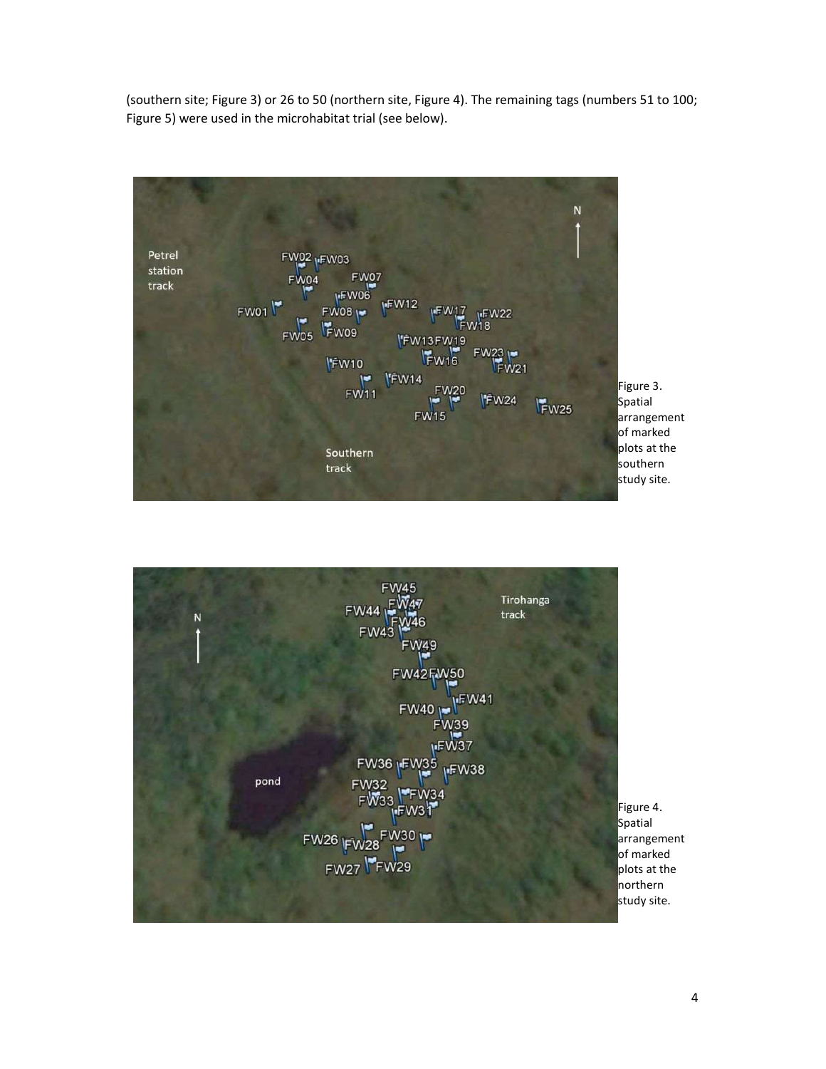(southern site; Figure 3) or 26 to 50 (northern site, Figure 4). The remaining tags (numbers 51 to 100; Figure 5) were used in the microhabitat trial (see below).

Figure 3. Spatial arrangement of marked plots at the southern study site.

Figure 4. Spatial arrangement of marked plots at the northern study site.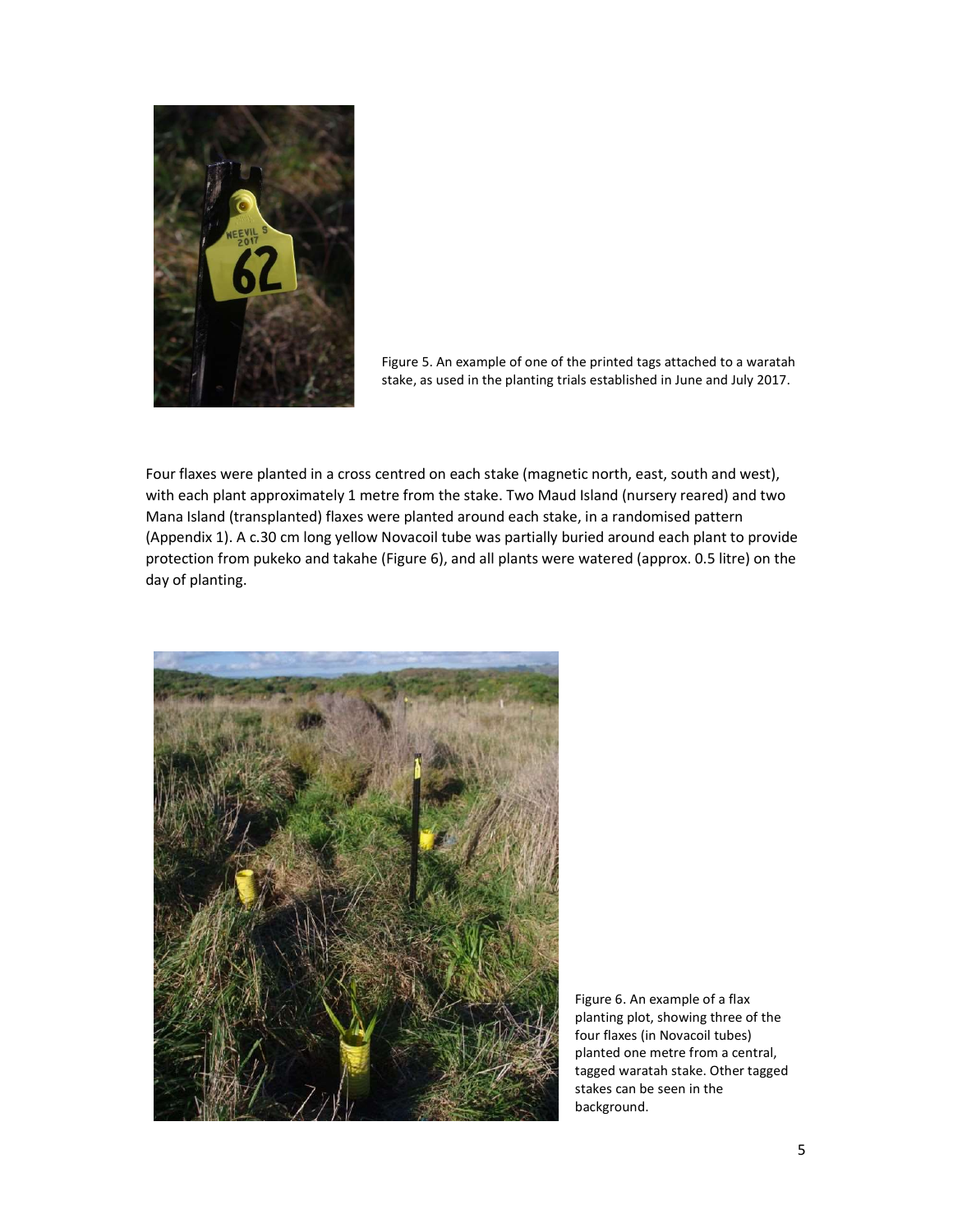Figure 5. An example of one of the printed tags attached to a waratah stake, as used in the planting trials established in June and July 2017.

Four flaxes were planted in a cross centred on each stake (magnetic north, east, south and west), with each plant approximately 1 metre from the stake. Two Maud Island (nursery reared) and two Mana Island (transplanted) flaxes were planted around each stake, in a randomised pattern (Appendix 1). A c.30 cm long yellow Novacoil tube was partially buried around each plant to provide protection from pukeko and takahe (Figure 6), and all plants were watered (approx. 0.5 litre) on the day of planting.

Figure 6. An example of a flax planting plot, showing three of the four flaxes (in Novacoil tubes) planted one metre from a central, tagged waratah stake. Other tagged stakes can be seen in the background.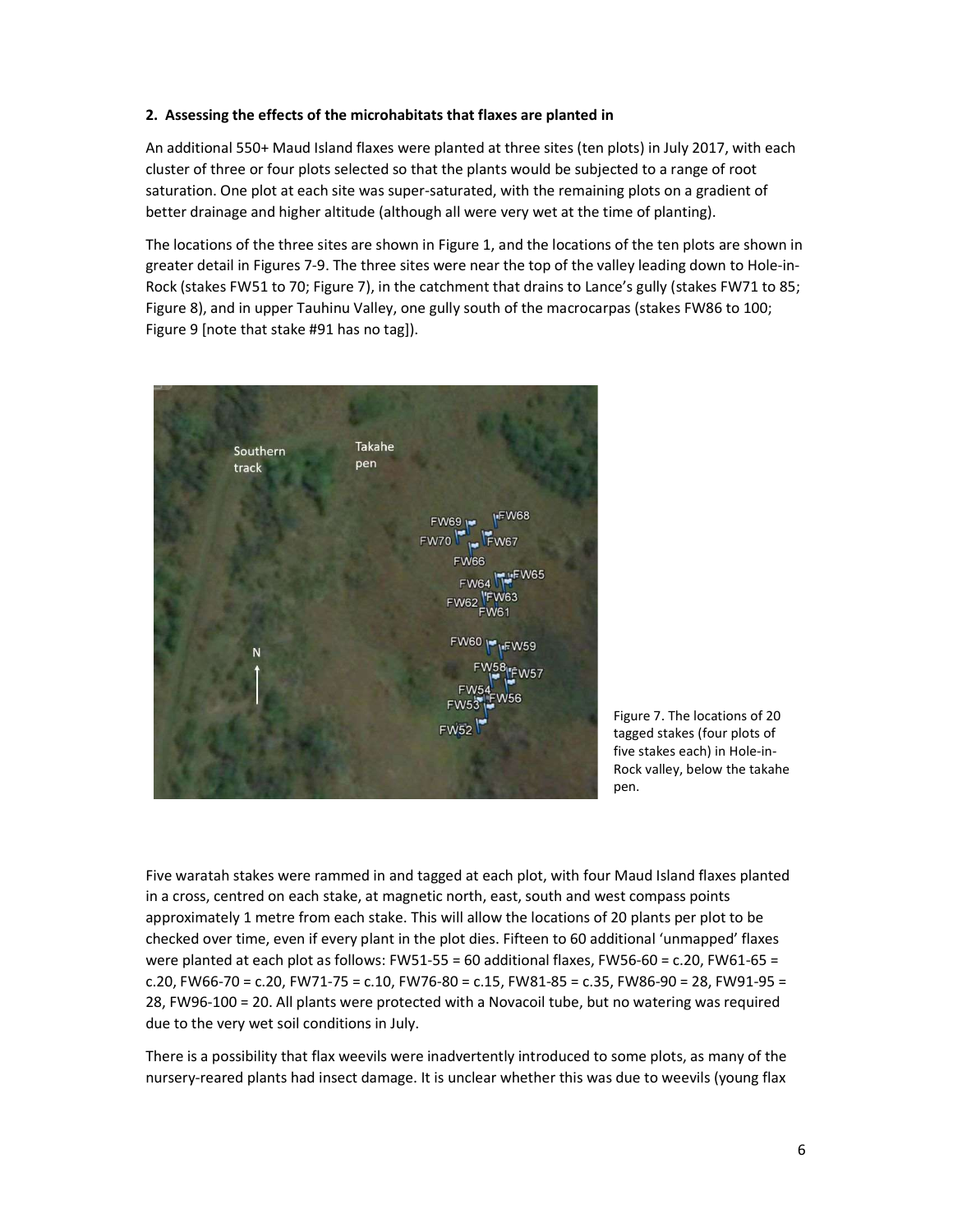**2. Assessing the effects of the microhabitats that flaxes are planted in**

An additional 550+ Maud Island flaxes were planted at three sites (ten plots) in July 2017, with each cluster of three or four plots selected so that the plants would be subjected to a range of root saturation. One plot at each site was super-saturated, with the remaining plots on a gradient of better drainage and higher altitude (although all were very wet at the time of planting).

The locations of the three sites are shown in Figure 1, and the locations of the ten plots are shown in greater detail in Figures 7-9. The three sites were near the top of the valley leading down to Hole-in-Rock (stakes FW51 to 70; Figure 7), in the catchment that drains to Lance's gully (stakes FW71 to 85; Figure 8), and in upper Tauhinu Valley, one gully south of the macrocarpas (stakes FW86 to 100; Figure 9 [note that stake #91 has no tag]).

Figure 7. The locations of 20 tagged stakes (four plots of five stakes each) in Hole-in-Rock valley, below the takahe pen.

Five waratah stakes were rammed in and tagged at each plot, with four Maud Island flaxes planted in a cross, centred on each stake, at magnetic north, east, south and west compass points approximately 1 metre from each stake. This will allow the locations of 20 plants per plot to be checked over time, even if every plant in the plot dies. Fifteen to 60 additional 'unmapped' flaxes were planted at each plot as follows: FW51-55 = 60 additional flaxes, FW56-60 = c.20, FW61-65 = c.20, FW66-70 = c.20, FW71-75 = c.10, FW76-80 = c.15, FW81-85 = c.35, FW86-90 = 28, FW91-95 = 28, FW96-100 = 20. All plants were protected with a Novacoil tube, but no watering was required due to the very wet soil conditions in July.

There is a possibility that flax weevils were inadvertently introduced to some plots, as many of the nursery-reared plants had insect damage. It is unclear whether this was due to weevils (young flax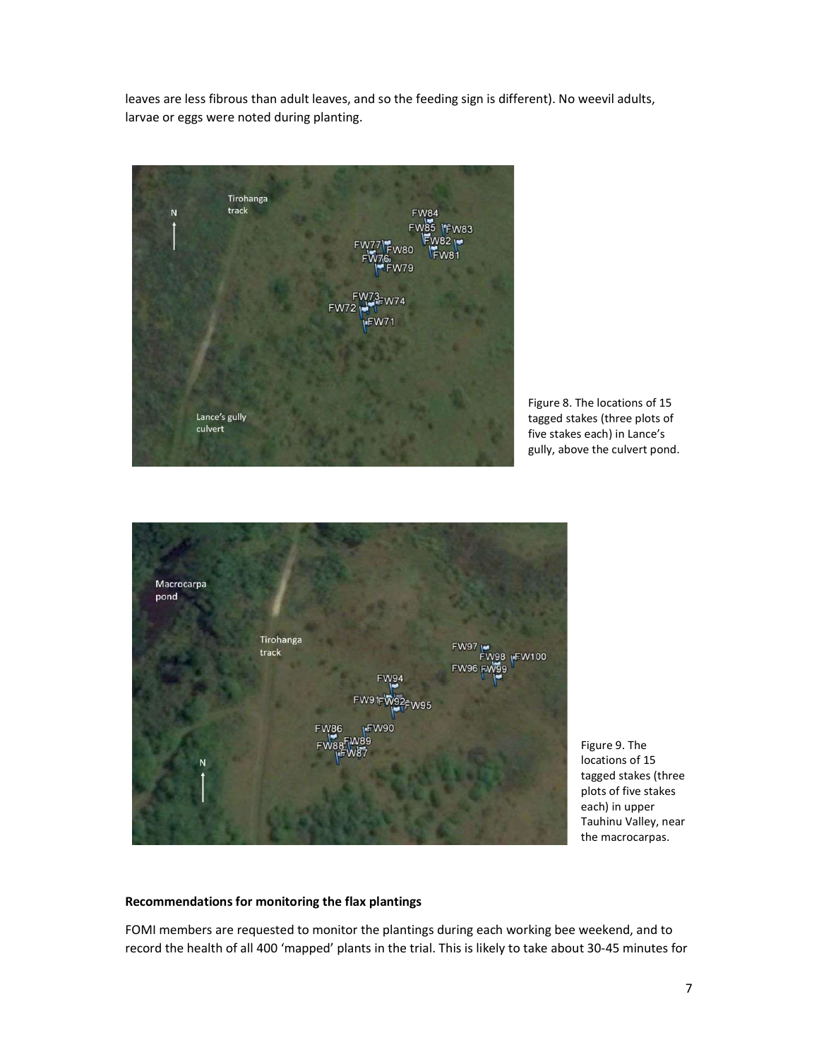leaves are less fibrous than adult leaves, and so the feeding sign is different). No weevil adults, larvae or eggs were noted during planting.

Figure 8. The locations of 15 tagged stakes (three plots of five stakes each) in Lance's gully, above the culvert pond.

Figure 9. The locations of 15 tagged stakes (three plots of five stakes each) in upper Tauhinu Valley, near the macrocarpas.

**Recommendations for monitoring the flax plantings**

FOMI members are requested to monitor the plantings during each working bee weekend, and to record the health of all 400 'mapped' plants in the trial. This is likely to take about 30-45 minutes for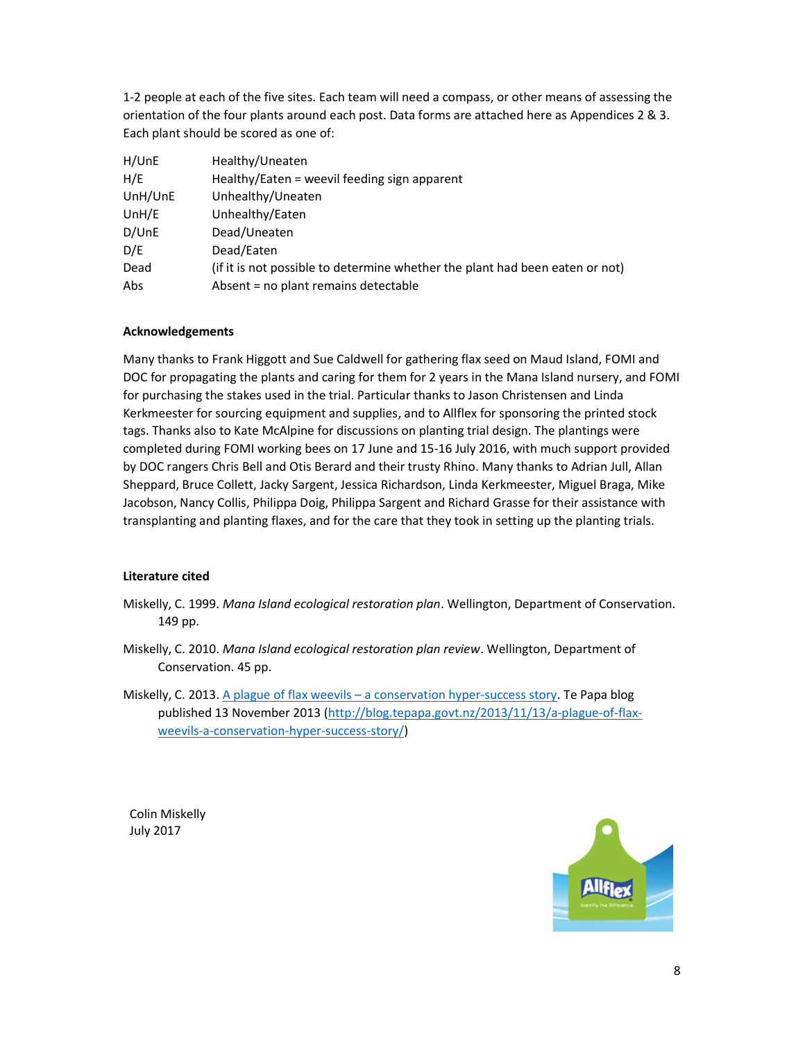1-2 people at each of the five sites. Each team will need a compass, or other means of assessing the orientation of the four plants around each post. Data forms are attached here as Appendices 2 & 3. Each plant should be scored as one of:

| | |
|---|---|
| H/UnE | Healthy/Uneaten |
| H/E | Healthy/Eaten = weevil feeding sign apparent |
| UnH/UnE | Unhealthy/Uneaten |
| UnH/E | Unhealthy/Eaten |
| D/UnE | Dead/Uneaten |
| D/E | Dead/Eaten |
| Dead | (if it is not possible to determine whether the plant had been eaten or not) |
| Abs | Absent = no plant remains detectable |

**Acknowledgements**

Many thanks to Frank Higgott and Sue Caldwell for gathering flax seed on Maud Island, FOMI and DOC for propagating the plants and caring for them for 2 years in the Mana Island nursery, and FOMI for purchasing the stakes used in the trial. Particular thanks to Jason Christensen and Linda Kerkmeester for sourcing equipment and supplies, and to Allflex for sponsoring the printed stock tags. Thanks also to Kate McAlpine for discussions on planting trial design. The plantings were completed during FOMI working bees on 17 June and 15-16 July 2016, with much support provided by DOC rangers Chris Bell and Otis Berard and their trusty Rhino. Many thanks to Adrian Jull, Allan Sheppard, Bruce Collett, Jacky Sargent, Jessica Richardson, Linda Kerkmeester, Miguel Braga, Mike Jacobson, Nancy Collis, Philippa Doig, Philippa Sargent and Richard Grasse for their assistance with transplanting and planting flaxes, and for the care that they took in setting up the planting trials.

**Literature cited**

Miskelly, C. 1999. *Mana Island ecological restoration plan*. Wellington, Department of Conservation. 149 pp.

Miskelly, C. 2010. *Mana Island ecological restoration plan review*. Wellington, Department of Conservation. 45 pp.

Miskelly, C. 2013. A plague of flax weevils – a conservation hyper-success story. Te Papa blog published 13 November 2013 (http://blog.tepapa.govt.nz/2013/11/13/a-plague-of-flax-weevils-a-conservation-hyper-success-story/)

Colin Miskelly
July 2017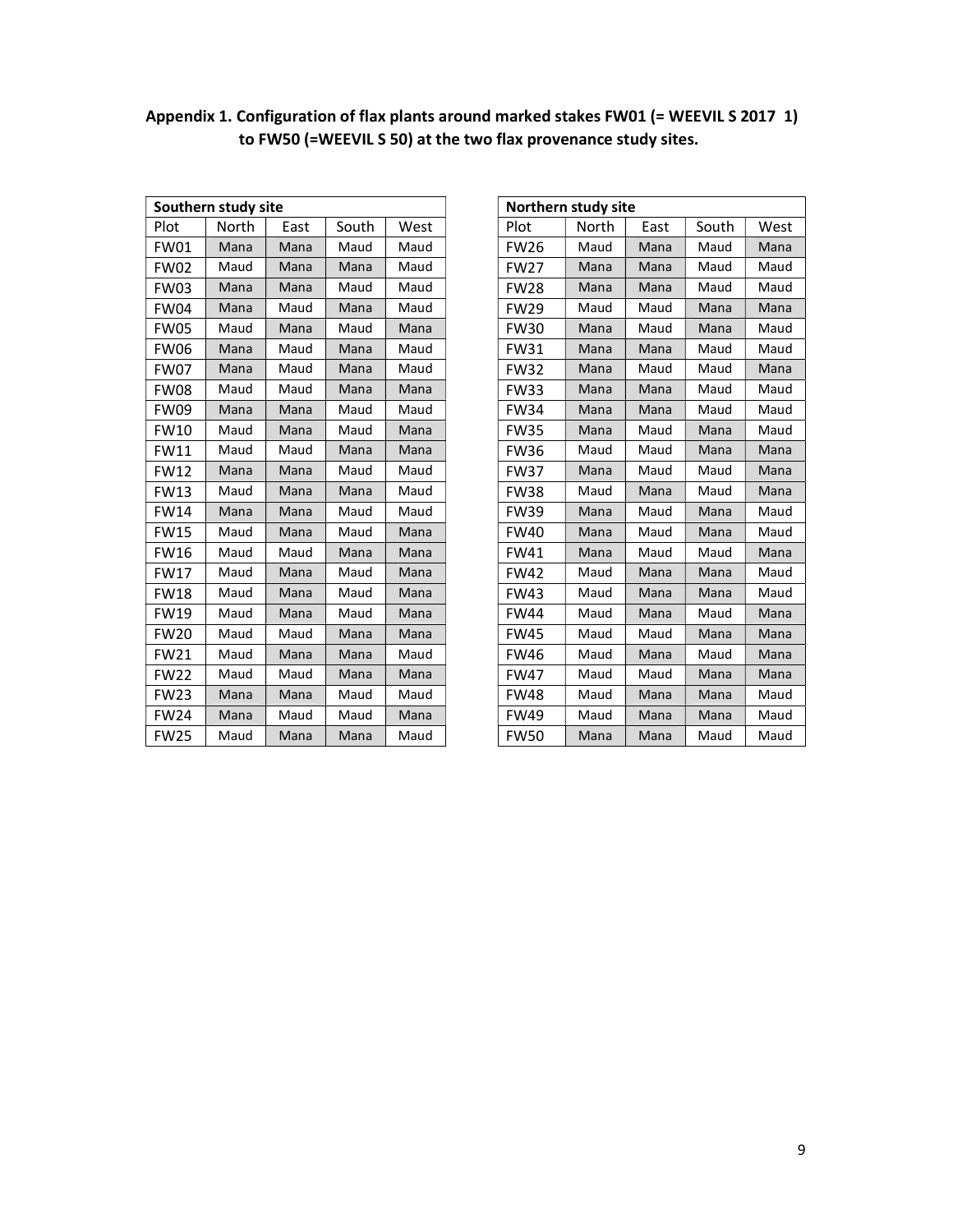**Appendix 1. Configuration of flax plants around marked stakes FW01 (= WEEVIL S 2017 1) to FW50 (=WEEVIL S 50) at the two flax provenance study sites.**

| Southern study site | | | | |
|---|---|---|---|---|
| Plot | North | East | South | West |
| FW01 | Mana | Mana | Maud | Maud |
| FW02 | Maud | Mana | Mana | Maud |
| FW03 | Mana | Mana | Maud | Maud |
| FW04 | Mana | Maud | Mana | Maud |
| FW05 | Maud | Mana | Maud | Mana |
| FW06 | Mana | Maud | Mana | Maud |
| FW07 | Mana | Maud | Mana | Maud |
| FW08 | Maud | Maud | Mana | Mana |
| FW09 | Mana | Mana | Maud | Maud |
| FW10 | Maud | Mana | Maud | Mana |
| FW11 | Maud | Maud | Mana | Mana |
| FW12 | Mana | Mana | Maud | Maud |
| FW13 | Maud | Mana | Mana | Maud |
| FW14 | Mana | Mana | Maud | Maud |
| FW15 | Maud | Mana | Maud | Mana |
| FW16 | Maud | Maud | Mana | Mana |
| FW17 | Maud | Mana | Maud | Mana |
| FW18 | Maud | Mana | Maud | Mana |
| FW19 | Maud | Mana | Maud | Mana |
| FW20 | Maud | Maud | Mana | Mana |
| FW21 | Maud | Mana | Mana | Maud |
| FW22 | Maud | Maud | Mana | Mana |
| FW23 | Mana | Mana | Maud | Maud |
| FW24 | Mana | Maud | Maud | Mana |
| FW25 | Maud | Mana | Mana | Maud |

| Northern study site | | | | |
|---|---|---|---|---|
| Plot | North | East | South | West |
| FW26 | Maud | Mana | Maud | Mana |
| FW27 | Mana | Mana | Maud | Maud |
| FW28 | Mana | Mana | Maud | Maud |
| FW29 | Maud | Maud | Mana | Mana |
| FW30 | Mana | Maud | Mana | Maud |
| FW31 | Mana | Mana | Maud | Maud |
| FW32 | Mana | Maud | Maud | Mana |
| FW33 | Mana | Mana | Maud | Maud |
| FW34 | Mana | Mana | Maud | Maud |
| FW35 | Mana | Maud | Mana | Maud |
| FW36 | Maud | Maud | Mana | Mana |
| FW37 | Mana | Maud | Maud | Mana |
| FW38 | Maud | Mana | Maud | Mana |
| FW39 | Mana | Maud | Mana | Maud |
| FW40 | Mana | Maud | Mana | Maud |
| FW41 | Mana | Maud | Maud | Mana |
| FW42 | Maud | Mana | Mana | Maud |
| FW43 | Maud | Mana | Mana | Maud |
| FW44 | Maud | Mana | Maud | Mana |
| FW45 | Maud | Maud | Mana | Mana |
| FW46 | Maud | Mana | Maud | Mana |
| FW47 | Maud | Maud | Mana | Mana |
| FW48 | Maud | Mana | Mana | Maud |
| FW49 | Maud | Mana | Mana | Maud |
| FW50 | Mana | Mana | Maud | Maud |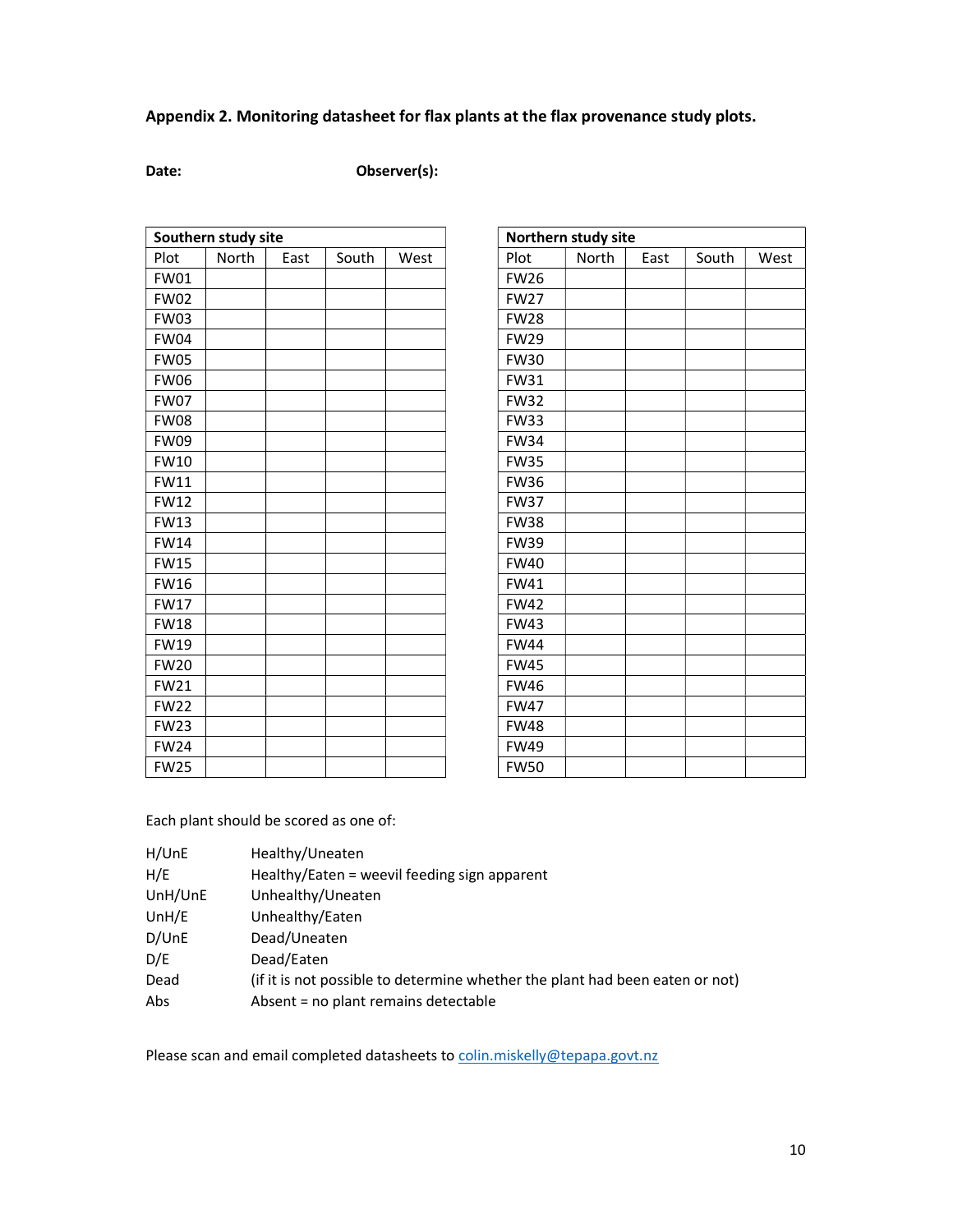**Appendix 2. Monitoring datasheet for flax plants at the flax provenance study plots.**

**Date:** **Observer(s):**

| Southern study site | | | | |
|---|---|---|---|---|
| Plot | North | East | South | West |
| FW01 | | | | |
| FW02 | | | | |
| FW03 | | | | |
| FW04 | | | | |
| FW05 | | | | |
| FW06 | | | | |
| FW07 | | | | |
| FW08 | | | | |
| FW09 | | | | |
| FW10 | | | | |
| FW11 | | | | |
| FW12 | | | | |
| FW13 | | | | |
| FW14 | | | | |
| FW15 | | | | |
| FW16 | | | | |
| FW17 | | | | |
| FW18 | | | | |
| FW19 | | | | |
| FW20 | | | | |
| FW21 | | | | |
| FW22 | | | | |
| FW23 | | | | |
| FW24 | | | | |
| FW25 | | | | |

| Northern study site | | | | |
|---|---|---|---|---|
| Plot | North | East | South | West |
| FW26 | | | | |
| FW27 | | | | |
| FW28 | | | | |
| FW29 | | | | |
| FW30 | | | | |
| FW31 | | | | |
| FW32 | | | | |
| FW33 | | | | |
| FW34 | | | | |
| FW35 | | | | |
| FW36 | | | | |
| FW37 | | | | |
| FW38 | | | | |
| FW39 | | | | |
| FW40 | | | | |
| FW41 | | | | |
| FW42 | | | | |
| FW43 | | | | |
| FW44 | | | | |
| FW45 | | | | |
| FW46 | | | | |
| FW47 | | | | |
| FW48 | | | | |
| FW49 | | | | |
| FW50 | | | | |

Each plant should be scored as one of:

| | |
|---|---|
| H/UnE | Healthy/Uneaten |
| H/E | Healthy/Eaten = weevil feeding sign apparent |
| UnH/UnE | Unhealthy/Uneaten |
| UnH/E | Unhealthy/Eaten |
| D/UnE | Dead/Uneaten |
| D/E | Dead/Eaten |
| Dead | (if it is not possible to determine whether the plant had been eaten or not) |
| Abs | Absent = no plant remains detectable |

Please scan and email completed datasheets to colin.miskelly@tepapa.govt.nz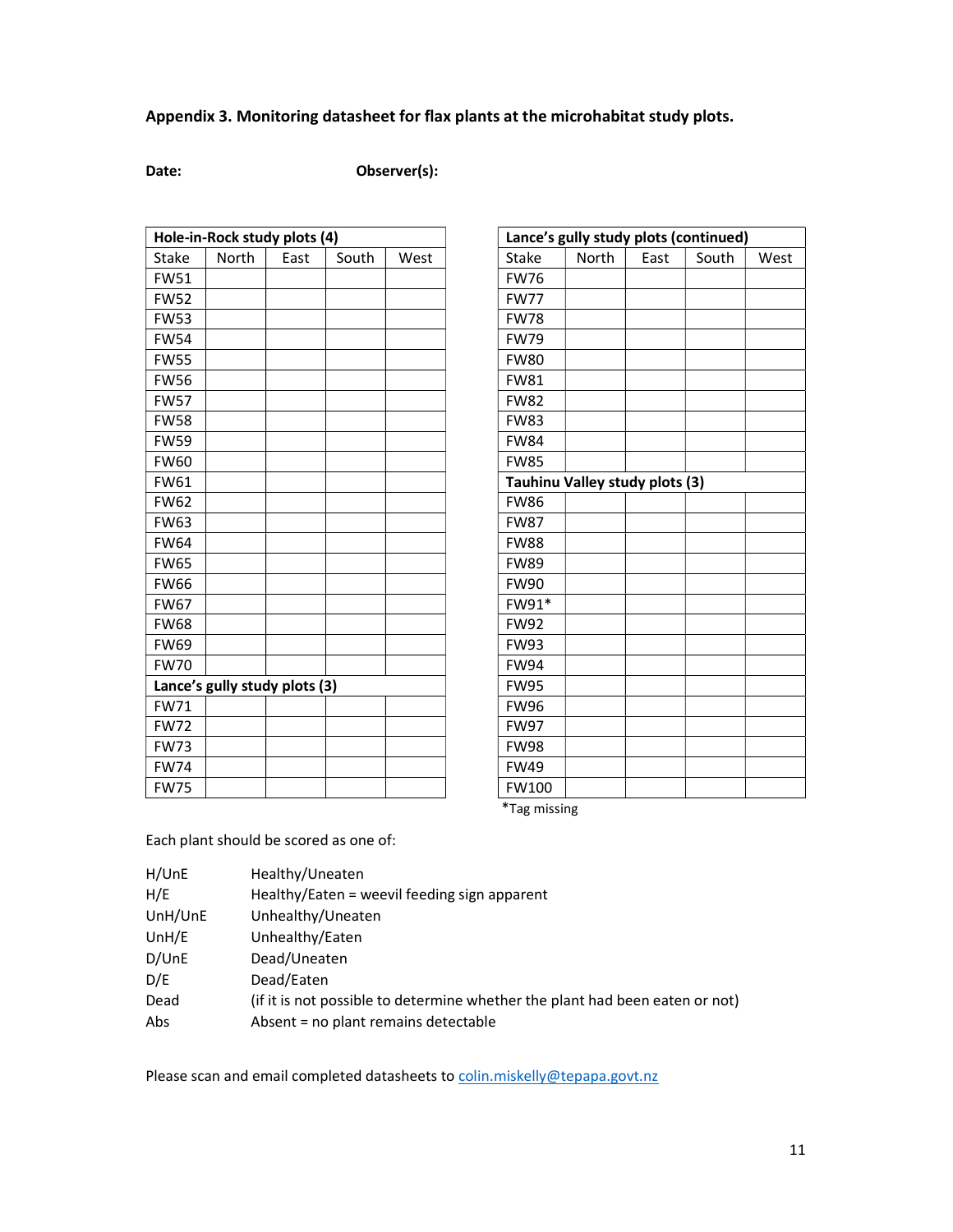**Appendix 3. Monitoring datasheet for flax plants at the microhabitat study plots.**

**Date:** **Observer(s):**

| Hole-in-Rock study plots (4) | | | | |
|---|---|---|---|---|
| Stake | North | East | South | West |
| FW51 | | | | |
| FW52 | | | | |
| FW53 | | | | |
| FW54 | | | | |
| FW55 | | | | |
| FW56 | | | | |
| FW57 | | | | |
| FW58 | | | | |
| FW59 | | | | |
| FW60 | | | | |
| FW61 | | | | |
| FW62 | | | | |
| FW63 | | | | |
| FW64 | | | | |
| FW65 | | | | |
| FW66 | | | | |
| FW67 | | | | |
| FW68 | | | | |
| FW69 | | | | |
| FW70 | | | | |
| **Lance's gully study plots (3)** | | | | |
| FW71 | | | | |
| FW72 | | | | |
| FW73 | | | | |
| FW74 | | | | |
| FW75 | | | | |

| Lance's gully study plots (continued) | | | | |
|---|---|---|---|---|
| Stake | North | East | South | West |
| FW76 | | | | |
| FW77 | | | | |
| FW78 | | | | |
| FW79 | | | | |
| FW80 | | | | |
| FW81 | | | | |
| FW82 | | | | |
| FW83 | | | | |
| FW84 | | | | |
| FW85 | | | | |
| **Tauhinu Valley study plots (3)** | | | | |
| FW86 | | | | |
| FW87 | | | | |
| FW88 | | | | |
| FW89 | | | | |
| FW90 | | | | |
| FW91* | | | | |
| FW92 | | | | |
| FW93 | | | | |
| FW94 | | | | |
| FW95 | | | | |
| FW96 | | | | |
| FW97 | | | | |
| FW98 | | | | |
| FW49 | | | | |
| FW100 | | | | |

*Tag missing

Each plant should be scored as one of:

| | |
|---|---|
| H/UnE | Healthy/Uneaten |
| H/E | Healthy/Eaten = weevil feeding sign apparent |
| UnH/UnE | Unhealthy/Uneaten |
| UnH/E | Unhealthy/Eaten |
| D/UnE | Dead/Uneaten |
| D/E | Dead/Eaten |
| Dead | (if it is not possible to determine whether the plant had been eaten or not) |
| Abs | Absent = no plant remains detectable |

Please scan and email completed datasheets to colin.miskelly@tepapa.govt.nz